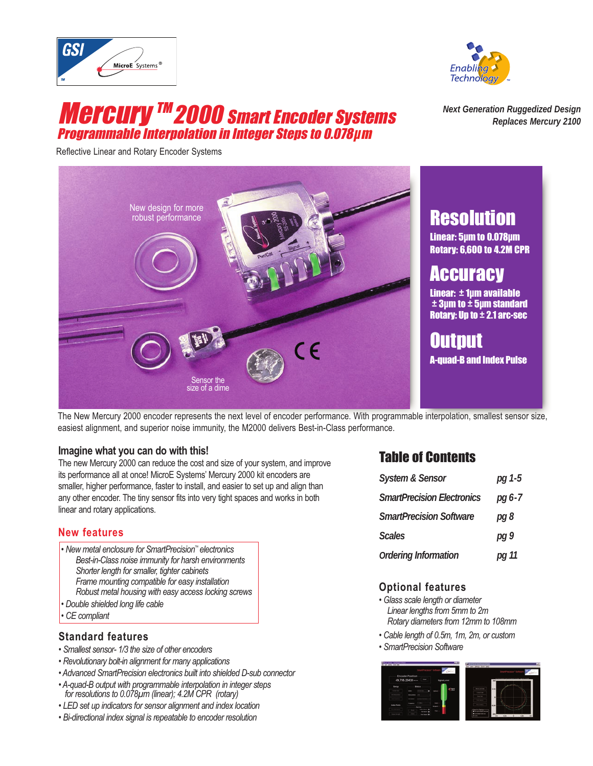# Mercury™ 2000 Smart Encoder Systems

## Programmable Interpolation in Integer Steps to 0.078μm

*Next Generation Ruggedized Design*
*Replaces Mercury 2100*

Reflective Linear and Rotary Encoder Systems

New design for more robust performance

Sensor the size of a dime

## Resolution

**Linear: 5μm to 0.078μm**
**Rotary: 6,600 to 4.2M CPR**

## Accuracy

**Linear: ± 1μm available**
**± 3μm to ± 5μm standard**
**Rotary: Up to ± 2.1 arc-sec**

## Output

**A-quad-B and Index Pulse**

The New Mercury 2000 encoder represents the next level of encoder performance. With programmable interpolation, smallest sensor size, easiest alignment, and superior noise immunity, the M2000 delivers Best-in-Class performance.

### Imagine what you can do with this!

The new Mercury 2000 can reduce the cost and size of your system, and improve its performance all at once! MicroE Systems' Mercury 2000 kit encoders are smaller, higher performance, faster to install, and easier to set up and align than any other encoder. The tiny sensor fits into very tight spaces and works in both linear and rotary applications.

### New features

- *New metal enclosure for SmartPrecision™ electronics*
  - *Best-in-Class noise immunity for harsh environments*
  - *Shorter length for smaller, tighter cabinets*
  - *Frame mounting compatible for easy installation*
  - *Robust metal housing with easy access locking screws*
- *Double shielded long life cable*
- *CE compliant*

### Standard features

- *Smallest sensor- 1/3 the size of other encoders*
- *Revolutionary bolt-in alignment for many applications*
- *Advanced SmartPrecision electronics built into shielded D-sub connector*
- *A-quad-B output with programmable interpolation in integer steps for resolutions to 0.078μm (linear); 4.2M CPR (rotary)*
- *LED set up indicators for sensor alignment and index location*
- *Bi-directional index signal is repeatable to encoder resolution*

## Table of Contents

| | |
|---|---|
| *System & Sensor* | *pg 1-5* |
| *SmartPrecision Electronics* | *pg 6-7* |
| *SmartPrecision Software* | *pg 8* |
| *Scales* | *pg 9* |
| *Ordering Information* | *pg 11* |

### Optional features

- *Glass scale length or diameter*
  - *Linear lengths from 5mm to 2m*
  - *Rotary diameters from 12mm to 108mm*
- *Cable length of 0.5m, 1m, 2m, or custom*
- *SmartPrecision Software*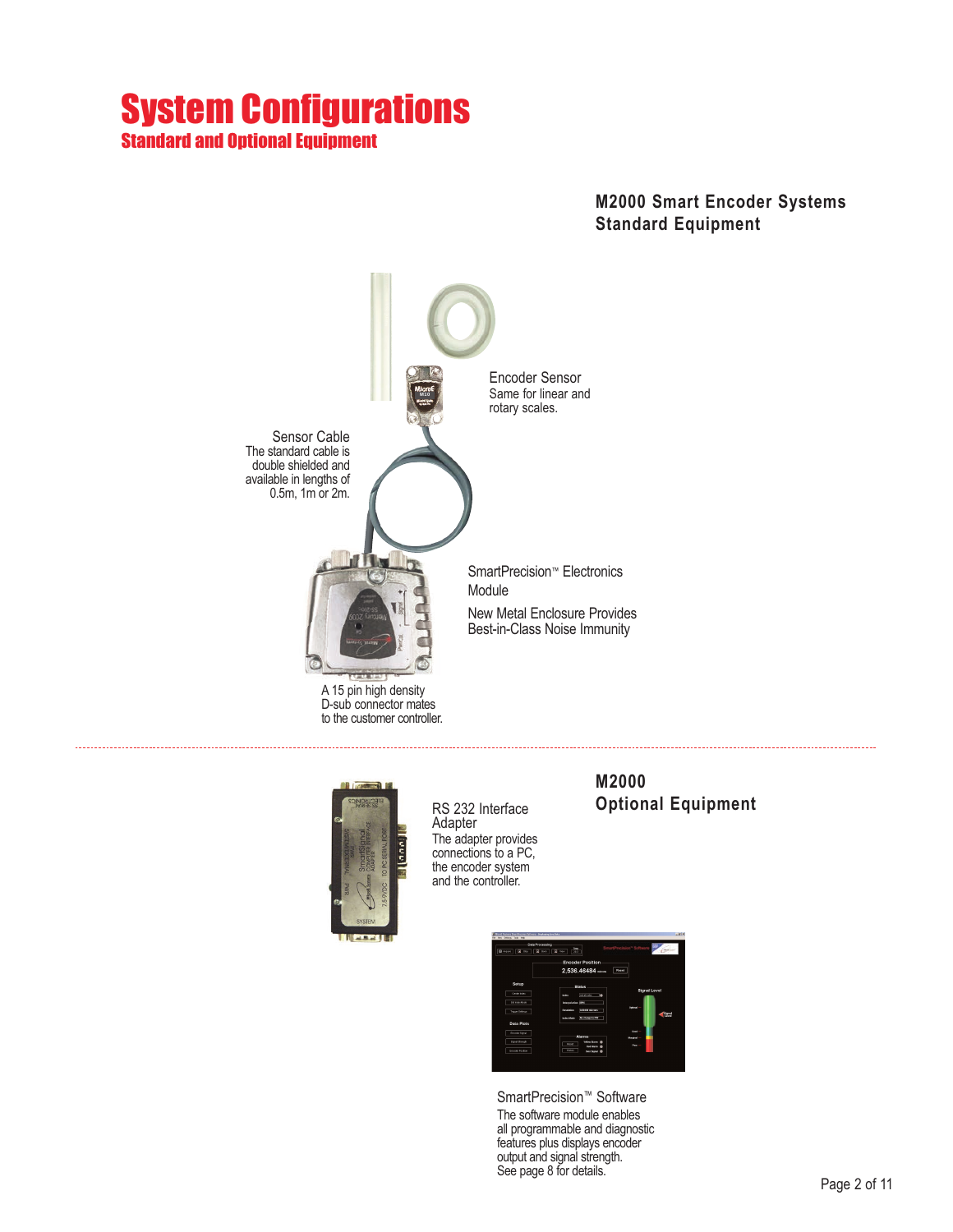# System Configurations

## Standard and Optional Equipment

### M2000 Smart Encoder Systems Standard Equipment

Encoder Sensor
Same for linear and rotary scales.

Sensor Cable
The standard cable is double shielded and available in lengths of 0.5m, 1m or 2m.

SmartPrecision™ Electronics Module

New Metal Enclosure Provides Best-in-Class Noise Immunity

A 15 pin high density D-sub connector mates to the customer controller.

### M2000 Optional Equipment

RS 232 Interface Adapter
The adapter provides connections to a PC, the encoder system and the controller.

SmartPrecision™ Software
The software module enables all programmable and diagnostic features plus displays encoder output and signal strength.
See page 8 for details.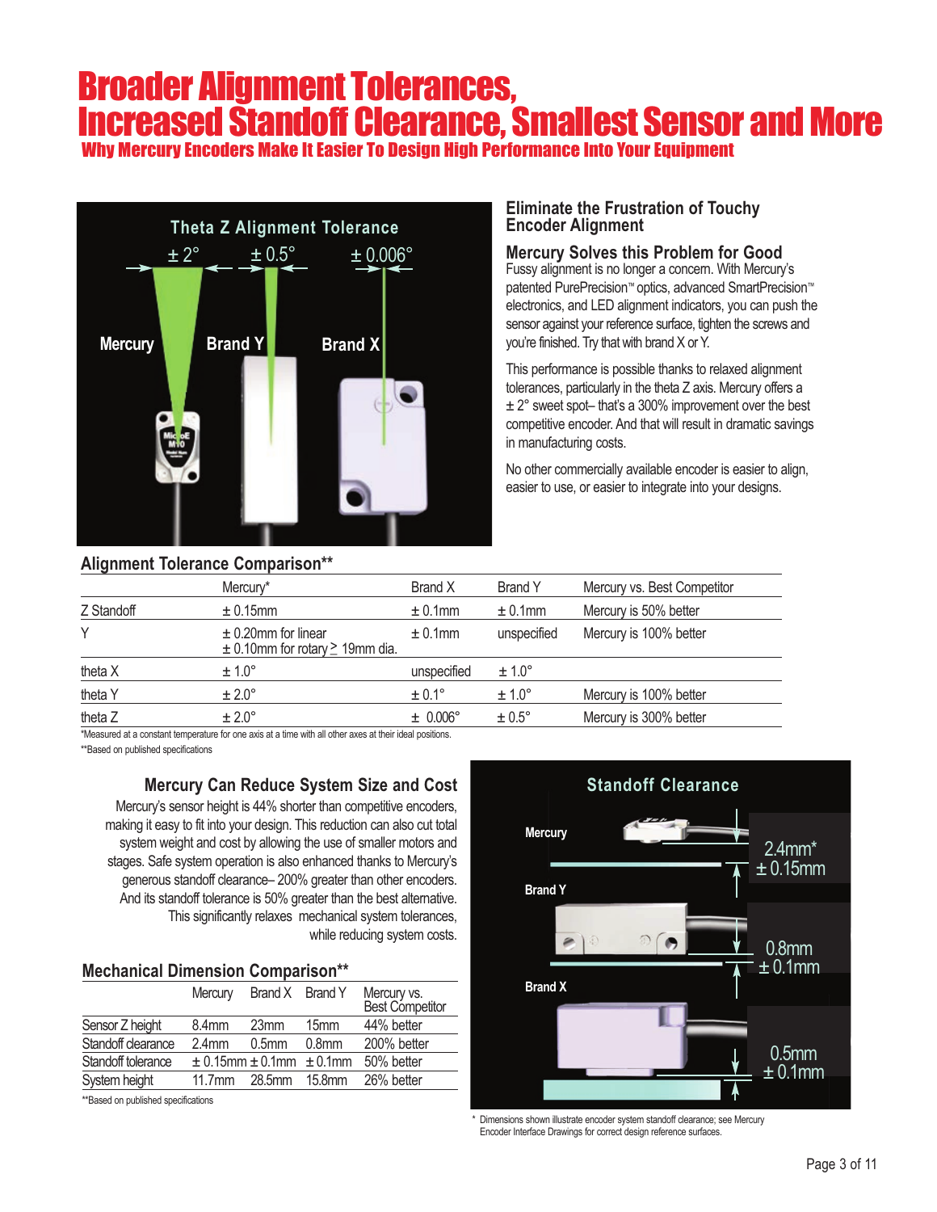# Broader Alignment Tolerances, Increased Standoff Clearance, Smallest Sensor and More

### Why Mercury Encoders Make It Easier To Design High Performance Into Your Equipment

Theta Z Alignment Tolerance

± 2° ± 0.5° ± 0.006°

Mercury Brand Y Brand X

## Eliminate the Frustration of Touchy Encoder Alignment

### Mercury Solves this Problem for Good

Fussy alignment is no longer a concern. With Mercury's patented PurePrecision™ optics, advanced SmartPrecision™ electronics, and LED alignment indicators, you can push the sensor against your reference surface, tighten the screws and you're finished. Try that with brand X or Y.

This performance is possible thanks to relaxed alignment tolerances, particularly in the theta Z axis. Mercury offers a ± 2° sweet spot– that's a 300% improvement over the best competitive encoder. And that will result in dramatic savings in manufacturing costs.

No other commercially available encoder is easier to align, easier to use, or easier to integrate into your designs.

## Alignment Tolerance Comparison**

| | Mercury* | Brand X | Brand Y | Mercury vs. Best Competitor |
|---|---|---|---|---|
| Z Standoff | ± 0.15mm | ± 0.1mm | ± 0.1mm | Mercury is 50% better |
| Y | ± 0.20mm for linear<br>± 0.10mm for rotary ≥ 19mm dia. | ± 0.1mm | unspecified | Mercury is 100% better |
| theta X | ± 1.0° | unspecified | ± 1.0° | |
| theta Y | ± 2.0° | ± 0.1° | ± 1.0° | Mercury is 100% better |
| theta Z | ± 2.0° | ± 0.006° | ± 0.5° | Mercury is 300% better |

*Measured at a constant temperature for one axis at a time with all other axes at their ideal positions.

**Based on published specifications

## Mercury Can Reduce System Size and Cost

Mercury's sensor height is 44% shorter than competitive encoders, making it easy to fit into your design. This reduction can also cut total system weight and cost by allowing the use of smaller motors and stages. Safe system operation is also enhanced thanks to Mercury's generous standoff clearance– 200% greater than other encoders. And its standoff tolerance is 50% greater than the best alternative. This significantly relaxes mechanical system tolerances, while reducing system costs.

## Mechanical Dimension Comparison**

| | Mercury | Brand X | Brand Y | Mercury vs. Best Competitor |
|---|---|---|---|---|
| Sensor Z height | 8.4mm | 23mm | 15mm | 44% better |
| Standoff clearance | 2.4mm | 0.5mm | 0.8mm | 200% better |
| Standoff tolerance | ± 0.15mm | ± 0.1mm | ± 0.1mm | 50% better |
| System height | 11.7mm | 28.5mm | 15.8mm | 26% better |

**Based on published specifications

Standoff Clearance

Mercury: 2.4mm* ± 0.15mm

Brand Y: 0.8mm ± 0.1mm

Brand X: 0.5mm ± 0.1mm

\* Dimensions shown illustrate encoder system standoff clearance; see Mercury Encoder Interface Drawings for correct design reference surfaces.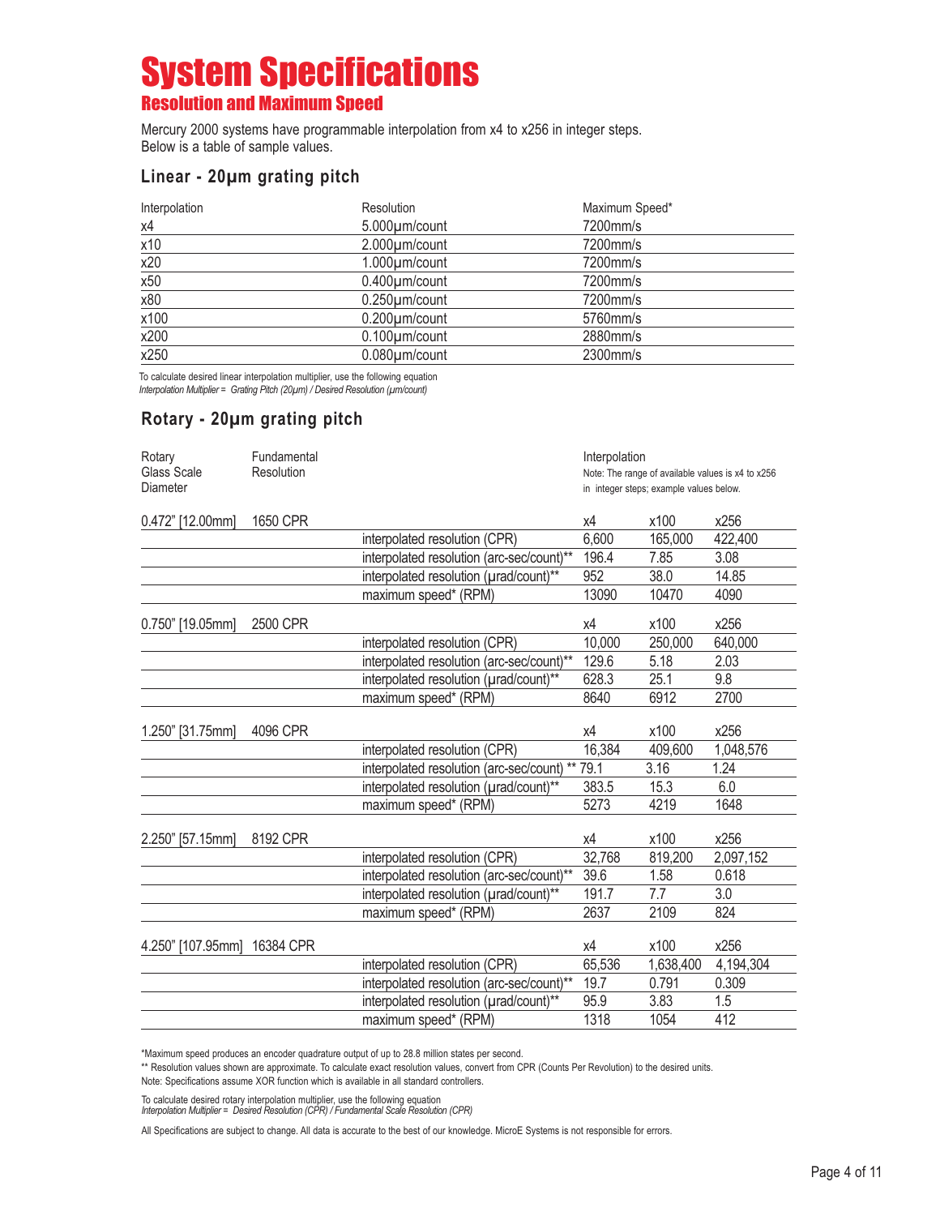# System Specifications

## Resolution and Maximum Speed

Mercury 2000 systems have programmable interpolation from x4 to x256 in integer steps.
Below is a table of sample values.

### Linear - 20µm grating pitch

| Interpolation | Resolution | Maximum Speed* |
|---|---|---|
| x4 | 5.000µm/count | 7200mm/s |
| x10 | 2.000µm/count | 7200mm/s |
| x20 | 1.000µm/count | 7200mm/s |
| x50 | 0.400µm/count | 7200mm/s |
| x80 | 0.250µm/count | 7200mm/s |
| x100 | 0.200µm/count | 5760mm/s |
| x200 | 0.100µm/count | 2880mm/s |
| x250 | 0.080µm/count | 2300mm/s |

To calculate desired linear interpolation multiplier, use the following equation
*Interpolation Multiplier = Grating Pitch (20µm) / Desired Resolution (µm/count)*

### Rotary - 20µm grating pitch

Interpolation
Note: The range of available values is x4 to x256 in integer steps; example values below.

| Rotary Glass Scale Diameter | Fundamental Resolution | | x4 | x100 | x256 |
|---|---|---|---|---|---|
| 0.472" [12.00mm] | 1650 CPR | | x4 | x100 | x256 |
| | | interpolated resolution (CPR) | 6,600 | 165,000 | 422,400 |
| | | interpolated resolution (arc-sec/count)** | 196.4 | 7.85 | 3.08 |
| | | interpolated resolution (µrad/count)** | 952 | 38.0 | 14.85 |
| | | maximum speed* (RPM) | 13090 | 10470 | 4090 |
| 0.750" [19.05mm] | 2500 CPR | | x4 | x100 | x256 |
| | | interpolated resolution (CPR) | 10,000 | 250,000 | 640,000 |
| | | interpolated resolution (arc-sec/count)** | 129.6 | 5.18 | 2.03 |
| | | interpolated resolution (µrad/count)** | 628.3 | 25.1 | 9.8 |
| | | maximum speed* (RPM) | 8640 | 6912 | 2700 |
| 1.250" [31.75mm] | 4096 CPR | | x4 | x100 | x256 |
| | | interpolated resolution (CPR) | 16,384 | 409,600 | 1,048,576 |
| | | interpolated resolution (arc-sec/count)** | 79.1 | 3.16 | 1.24 |
| | | interpolated resolution (µrad/count)** | 383.5 | 15.3 | 6.0 |
| | | maximum speed* (RPM) | 5273 | 4219 | 1648 |
| 2.250" [57.15mm] | 8192 CPR | | x4 | x100 | x256 |
| | | interpolated resolution (CPR) | 32,768 | 819,200 | 2,097,152 |
| | | interpolated resolution (arc-sec/count)** | 39.6 | 1.58 | 0.618 |
| | | interpolated resolution (µrad/count)** | 191.7 | 7.7 | 3.0 |
| | | maximum speed* (RPM) | 2637 | 2109 | 824 |
| 4.250" [107.95mm] | 16384 CPR | | x4 | x100 | x256 |
| | | interpolated resolution (CPR) | 65,536 | 1,638,400 | 4,194,304 |
| | | interpolated resolution (arc-sec/count)** | 19.7 | 0.791 | 0.309 |
| | | interpolated resolution (µrad/count)** | 95.9 | 3.83 | 1.5 |
| | | maximum speed* (RPM) | 1318 | 1054 | 412 |

*Maximum speed produces an encoder quadrature output of up to 28.8 million states per second.
** Resolution values shown are approximate. To calculate exact resolution values, convert from CPR (Counts Per Revolution) to the desired units.
Note: Specifications assume XOR function which is available in all standard controllers.

To calculate desired rotary interpolation multiplier, use the following equation
*Interpolation Multiplier = Desired Resolution (CPR) / Fundamental Scale Resolution (CPR)*

All Specifications are subject to change. All data is accurate to the best of our knowledge. MicroE Systems is not responsible for errors.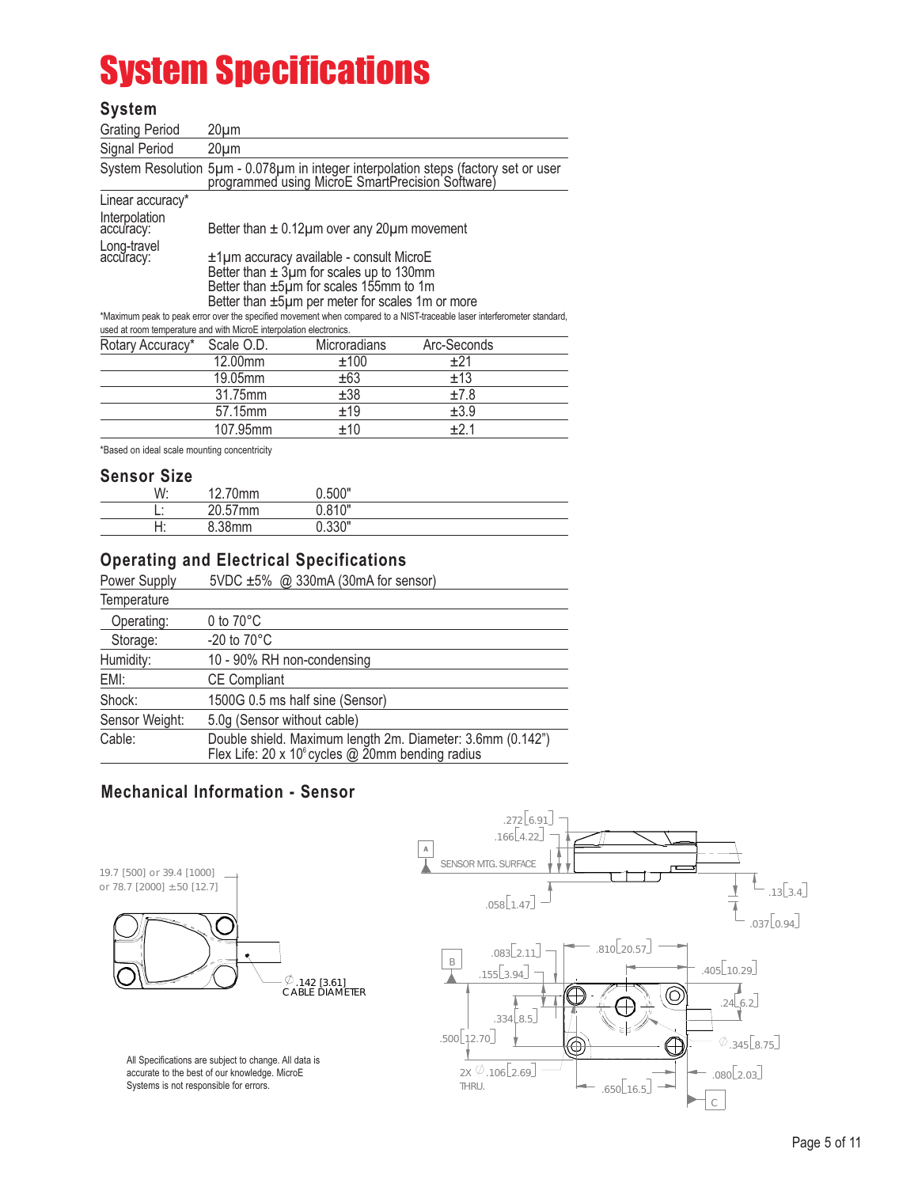# System Specifications

## System

| | |
|---|---|
| Grating Period | 20µm |
| Signal Period | 20µm |
| System Resolution | 5µm - 0.078µm in integer interpolation steps (factory set or user programmed using MicroE SmartPrecision Software) |
| Linear accuracy* | |
| Interpolation accuracy: | Better than ± 0.12µm over any 20µm movement |
| Long-travel accuracy: | ±1µm accuracy available - consult MicroE<br>Better than ± 3µm for scales up to 130mm<br>Better than ±5µm for scales 155mm to 1m<br>Better than ±5µm per meter for scales 1m or more |

*Maximum peak to peak error over the specified movement when compared to a NIST-traceable laser interferometer standard, used at room temperature and with MicroE interpolation electronics.

| Rotary Accuracy* | Scale O.D. | Microradians | Arc-Seconds |
|---|---|---|---|
| | 12.00mm | ±100 | ±21 |
| | 19.05mm | ±63 | ±13 |
| | 31.75mm | ±38 | ±7.8 |
| | 57.15mm | ±19 | ±3.9 |
| | 107.95mm | ±10 | ±2.1 |

*Based on ideal scale mounting concentricity

## Sensor Size

| | | |
|---|---|---|
| W: | 12.70mm | 0.500" |
| L: | 20.57mm | 0.810" |
| H: | 8.38mm | 0.330" |

## Operating and Electrical Specifications

| | |
|---|---|
| Power Supply | 5VDC ±5% @ 330mA (30mA for sensor) |
| Temperature | |
| Operating: | 0 to 70°C |
| Storage: | -20 to 70°C |
| Humidity: | 10 - 90% RH non-condensing |
| EMI: | CE Compliant |
| Shock: | 1500G 0.5 ms half sine (Sensor) |
| Sensor Weight: | 5.0g (Sensor without cable) |
| Cable: | Double shield. Maximum length 2m. Diameter: 3.6mm (0.142")<br>Flex Life: 20 x $10^6$ cycles @ 20mm bending radius |

## Mechanical Information - Sensor

19.7 [500] or 39.4 [1000] or 78.7 [2000] ±50 [12.7]

∅ .142 [3.61] CABLE DIAMETER

SENSOR MTG. SURFACE

.272 [6.91] .166 [4.22] .058 [1.47] .13 [3.4] .037 [0.94] .083 [2.11] .155 [3.94] .810 [20.57] .405 [10.29] .24 [6.2] .334 [8.5] .500 [12.70] ∅ .345 [8.75] 2X ∅ .106 [2.69] THRU. .650 [16.5] .080 [2.03]

All Specifications are subject to change. All data is accurate to the best of our knowledge. MicroE Systems is not responsible for errors.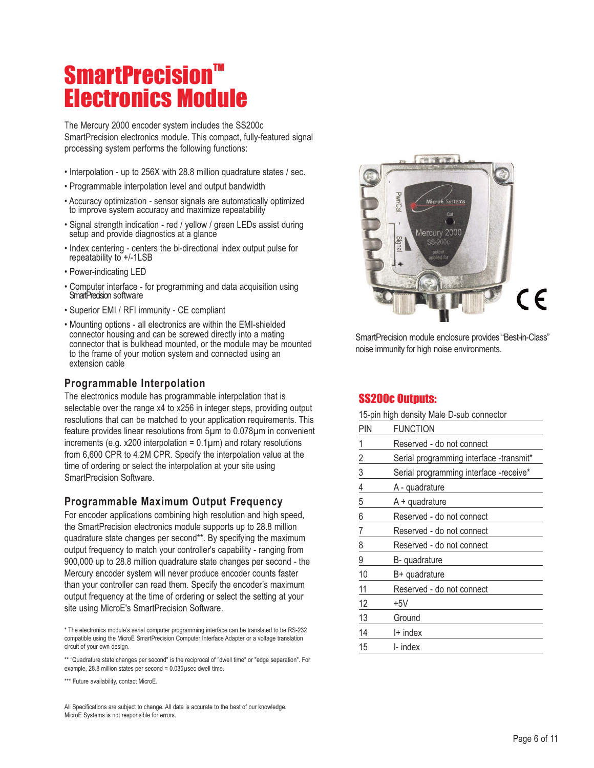# SmartPrecision™ Electronics Module

The Mercury 2000 encoder system includes the SS200c SmartPrecision electronics module. This compact, fully-featured signal processing system performs the following functions:

- Interpolation - up to 256X with 28.8 million quadrature states / sec.
- Programmable interpolation level and output bandwidth
- Accuracy optimization - sensor signals are automatically optimized to improve system accuracy and maximize repeatability
- Signal strength indication - red / yellow / green LEDs assist during setup and provide diagnostics at a glance
- Index centering - centers the bi-directional index output pulse for repeatability to +/-1LSB
- Power-indicating LED
- Computer interface - for programming and data acquisition using SmartPrecision software
- Superior EMI / RFI immunity - CE compliant
- Mounting options - all electronics are within the EMI-shielded connector housing and can be screwed directly into a mating connector that is bulkhead mounted, or the module may be mounted to the frame of your motion system and connected using an extension cable

## Programmable Interpolation

The electronics module has programmable interpolation that is selectable over the range x4 to x256 in integer steps, providing output resolutions that can be matched to your application requirements. This feature provides linear resolutions from 5µm to 0.078µm in convenient increments (e.g. x200 interpolation = 0.1µm) and rotary resolutions from 6,600 CPR to 4.2M CPR. Specify the interpolation value at the time of ordering or select the interpolation at your site using SmartPrecision Software.

## Programmable Maximum Output Frequency

For encoder applications combining high resolution and high speed, the SmartPrecision electronics module supports up to 28.8 million quadrature state changes per second**. By specifying the maximum output frequency to match your controller's capability - ranging from 900,000 up to 28.8 million quadrature state changes per second - the Mercury encoder system will never produce encoder counts faster than your controller can read them. Specify the encoder's maximum output frequency at the time of ordering or select the setting at your site using MicroE's SmartPrecision Software.

\* The electronics module's serial computer programming interface can be translated to be RS-232 compatible using the MicroE SmartPrecision Computer Interface Adapter or a voltage translation circuit of your own design.

** "Quadrature state changes per second" is the reciprocal of "dwell time" or "edge separation". For example, 28.8 million states per second = 0.035µsec dwell time.

*** Future availability, contact MicroE.

All Specifications are subject to change. All data is accurate to the best of our knowledge. MicroE Systems is not responsible for errors.

SmartPrecision module enclosure provides "Best-in-Class" noise immunity for high noise environments.

## SS200c Outputs:

15-pin high density Male D-sub connector

| PIN | FUNCTION |
|---|---|
| 1 | Reserved - do not connect |
| 2 | Serial programming interface -transmit* |
| 3 | Serial programming interface -receive* |
| 4 | A - quadrature |
| 5 | A + quadrature |
| 6 | Reserved - do not connect |
| 7 | Reserved - do not connect |
| 8 | Reserved - do not connect |
| 9 | B- quadrature |
| 10 | B+ quadrature |
| 11 | Reserved - do not connect |
| 12 | +5V |
| 13 | Ground |
| 14 | I+ index |
| 15 | I- index |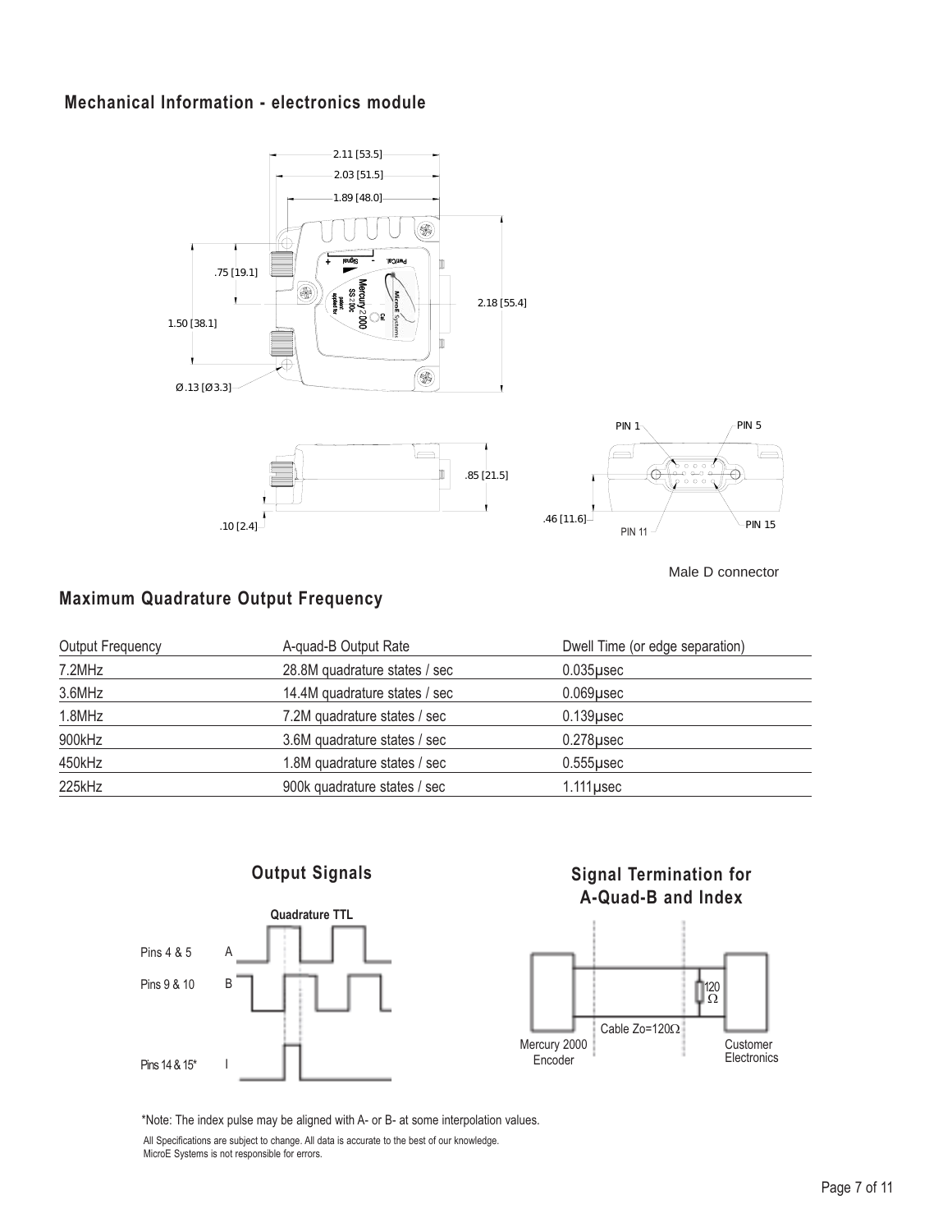## Mechanical Information - electronics module

Male D connector

## Maximum Quadrature Output Frequency

| Output Frequency | A-quad-B Output Rate | Dwell Time (or edge separation) |
|---|---|---|
| 7.2MHz | 28.8M quadrature states / sec | 0.035µsec |
| 3.6MHz | 14.4M quadrature states / sec | 0.069µsec |
| 1.8MHz | 7.2M quadrature states / sec | 0.139µsec |
| 900kHz | 3.6M quadrature states / sec | 0.278µsec |
| 450kHz | 1.8M quadrature states / sec | 0.555µsec |
| 225kHz | 900k quadrature states / sec | 1.111µsec |

## Output Signals

Quadrature TTL

Pins 4 & 5 A

Pins 9 & 10 B

Pins 14 & 15* I

## Signal Termination for A-Quad-B and Index

Mercury 2000 Encoder — Cable Zo=120Ω — 120 Ω — Customer Electronics

*Note: The index pulse may be aligned with A- or B- at some interpolation values.

All Specifications are subject to change. All data is accurate to the best of our knowledge.
MicroE Systems is not responsible for errors.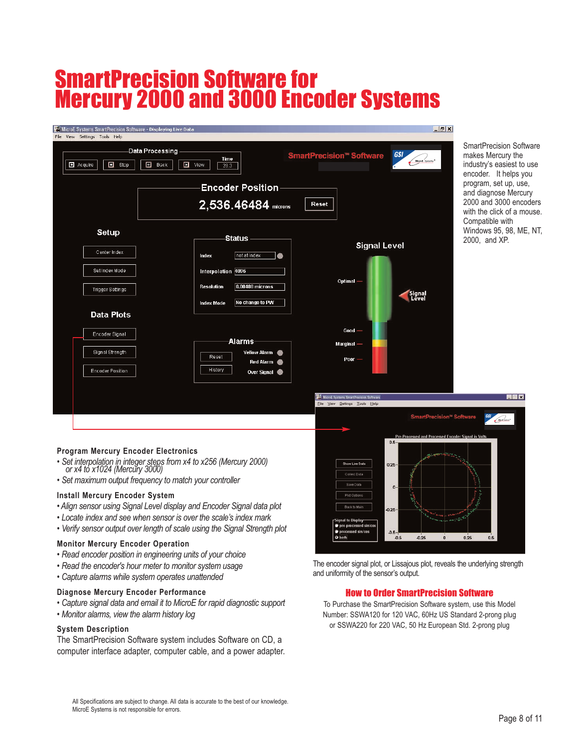# SmartPrecision Software for Mercury 2000 and 3000 Encoder Systems

SmartPrecision Software makes Mercury the industry's easiest to use encoder. It helps you program, set up, use, and diagnose Mercury 2000 and 3000 encoders with the click of a mouse. Compatible with Windows 95, 98, ME, NT, 2000, and XP.

### Program Mercury Encoder Electronics

- *Set interpolation in integer steps from x4 to x256 (Mercury 2000) or x4 to x1024 (Mercury 3000)*
- *Set maximum output frequency to match your controller*

### Install Mercury Encoder System

- *Align sensor using Signal Level display and Encoder Signal data plot*
- *Locate index and see when sensor is over the scale's index mark*
- *Verify sensor output over length of scale using the Signal Strength plot*

### Monitor Mercury Encoder Operation

- *Read encoder position in engineering units of your choice*
- *Read the encoder's hour meter to monitor system usage*
- *Capture alarms while system operates unattended*

### Diagnose Mercury Encoder Performance

- *Capture signal data and email it to MicroE for rapid diagnostic support*
- *Monitor alarms, view the alarm history log*

### System Description

The SmartPrecision Software system includes Software on CD, a computer interface adapter, computer cable, and a power adapter.

The encoder signal plot, or Lissajous plot, reveals the underlying strength and uniformity of the sensor's output.

## How to Order SmartPrecision Software

To Purchase the SmartPrecision Software system, use this Model Number: SSWA120 for 120 VAC, 60Hz US Standard 2-prong plug or SSWA220 for 220 VAC, 50 Hz European Std. 2-prong plug

All Specifications are subject to change. All data is accurate to the best of our knowledge. MicroE Systems is not responsible for errors.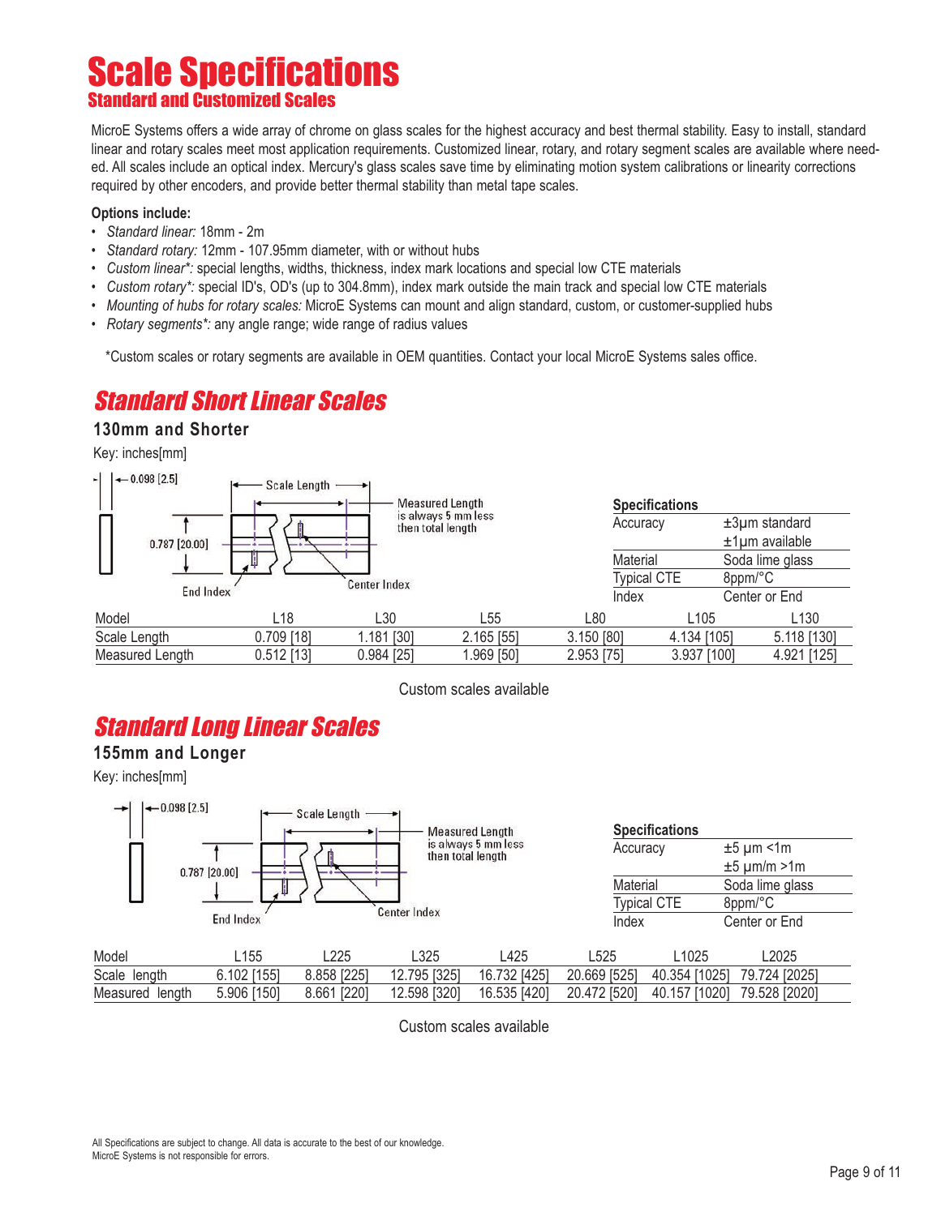# Scale Specifications

## Standard and Customized Scales

MicroE Systems offers a wide array of chrome on glass scales for the highest accuracy and best thermal stability. Easy to install, standard linear and rotary scales meet most application requirements. Customized linear, rotary, and rotary segment scales are available where needed. All scales include an optical index. Mercury's glass scales save time by eliminating motion system calibrations or linearity corrections required by other encoders, and provide better thermal stability than metal tape scales.

**Options include:**

- *Standard linear:* 18mm - 2m
- *Standard rotary:* 12mm - 107.95mm diameter, with or without hubs
- *Custom linear*:* special lengths, widths, thickness, index mark locations and special low CTE materials
- *Custom rotary*:* special ID's, OD's (up to 304.8mm), index mark outside the main track and special low CTE materials
- *Mounting of hubs for rotary scales:* MicroE Systems can mount and align standard, custom, or customer-supplied hubs
- *Rotary segments*:* any angle range; wide range of radius values

*Custom scales or rotary segments are available in OEM quantities. Contact your local MicroE Systems sales office.

## Standard Short Linear Scales

### 130mm and Shorter

Key: inches[mm]

0.098 [2.5] — Scale Length — Measured Length is always 5 mm less then total length — 0.787 [20.00] — End Index — Center Index

| Specifications | |
|---|---|
| Accuracy | ±3µm standard<br>±1µm available |
| Material | Soda lime glass |
| Typical CTE | 8ppm/°C |
| Index | Center or End |

| Model | L18 | L30 | L55 | L80 | L105 | L130 |
|---|---|---|---|---|---|---|
| Scale Length | 0.709 [18] | 1.181 [30] | 2.165 [55] | 3.150 [80] | 4.134 [105] | 5.118 [130] |
| Measured Length | 0.512 [13] | 0.984 [25] | 1.969 [50] | 2.953 [75] | 3.937 [100] | 4.921 [125] |

Custom scales available

## Standard Long Linear Scales

### 155mm and Longer

Key: inches[mm]

0.098 [2.5] — Scale Length — Measured Length is always 5 mm less then total length — 0.787 [20.00] — End Index — Center Index

| Specifications | |
|---|---|
| Accuracy | ±5 µm <1m<br>±5 µm/m >1m |
| Material | Soda lime glass |
| Typical CTE | 8ppm/°C |
| Index | Center or End |

| Model | L155 | L225 | L325 | L425 | L525 | L1025 | L2025 |
|---|---|---|---|---|---|---|---|
| Scale length | 6.102 [155] | 8.858 [225] | 12.795 [325] | 16.732 [425] | 20.669 [525] | 40.354 [1025] | 79.724 [2025] |
| Measured length | 5.906 [150] | 8.661 [220] | 12.598 [320] | 16.535 [420] | 20.472 [520] | 40.157 [1020] | 79.528 [2020] |

Custom scales available

All Specifications are subject to change. All data is accurate to the best of our knowledge.
MicroE Systems is not responsible for errors.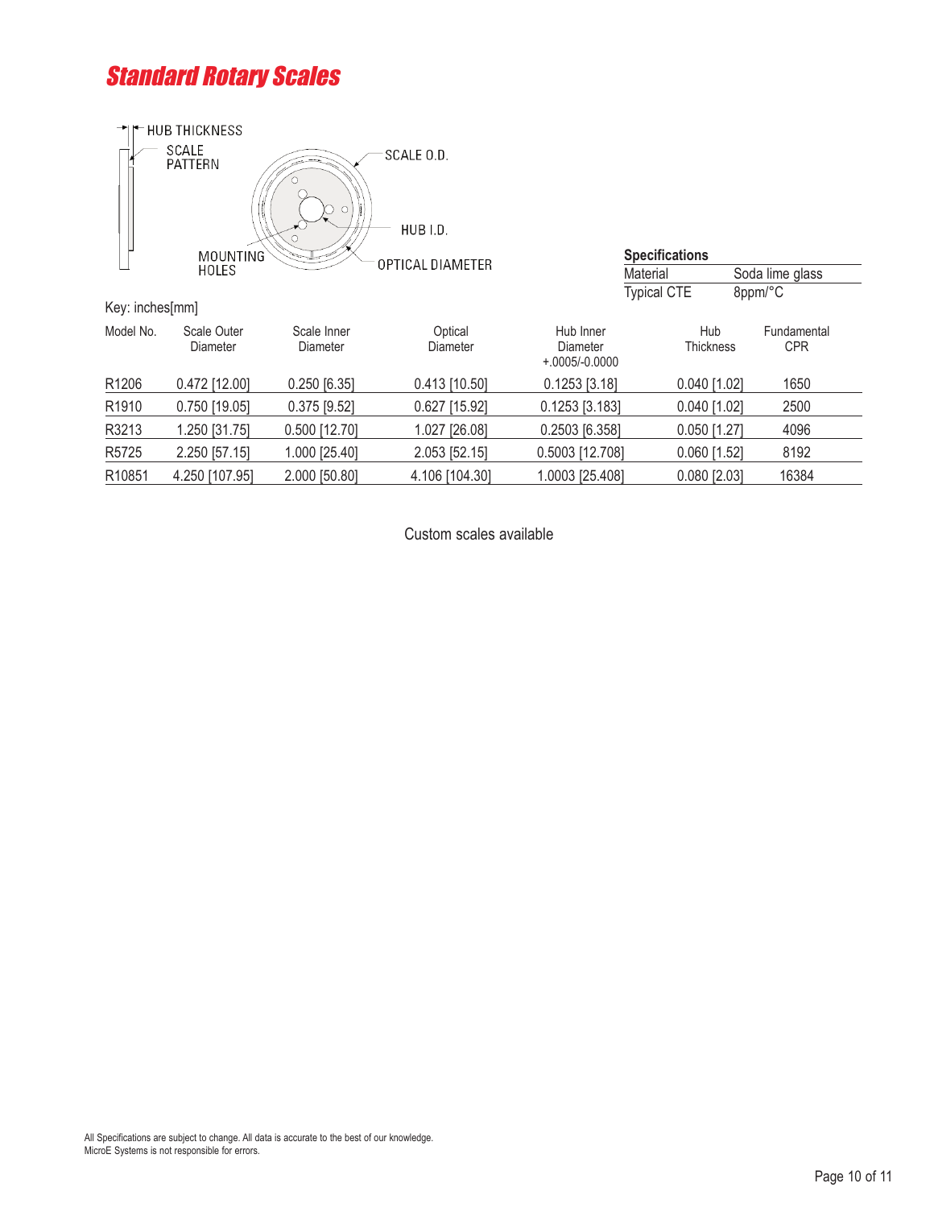## Standard Rotary Scales

HUB THICKNESS

SCALE PATTERN

SCALE O.D.

HUB I.D.

MOUNTING HOLES

OPTICAL DIAMETER

**Specifications**

| Material | Soda lime glass |
|---|---|
| Typical CTE | 8ppm/°C |

Key: inches[mm]

| Model No. | Scale Outer Diameter | Scale Inner Diameter | Optical Diameter | Hub Inner Diameter +.0005/-0.0000 | Hub Thickness | Fundamental CPR |
|---|---|---|---|---|---|---|
| R1206 | 0.472 [12.00] | 0.250 [6.35] | 0.413 [10.50] | 0.1253 [3.18] | 0.040 [1.02] | 1650 |
| R1910 | 0.750 [19.05] | 0.375 [9.52] | 0.627 [15.92] | 0.1253 [3.183] | 0.040 [1.02] | 2500 |
| R3213 | 1.250 [31.75] | 0.500 [12.70] | 1.027 [26.08] | 0.2503 [6.358] | 0.050 [1.27] | 4096 |
| R5725 | 2.250 [57.15] | 1.000 [25.40] | 2.053 [52.15] | 0.5003 [12.708] | 0.060 [1.52] | 8192 |
| R10851 | 4.250 [107.95] | 2.000 [50.80] | 4.106 [104.30] | 1.0003 [25.408] | 0.080 [2.03] | 16384 |

Custom scales available

All Specifications are subject to change. All data is accurate to the best of our knowledge.
MicroE Systems is not responsible for errors.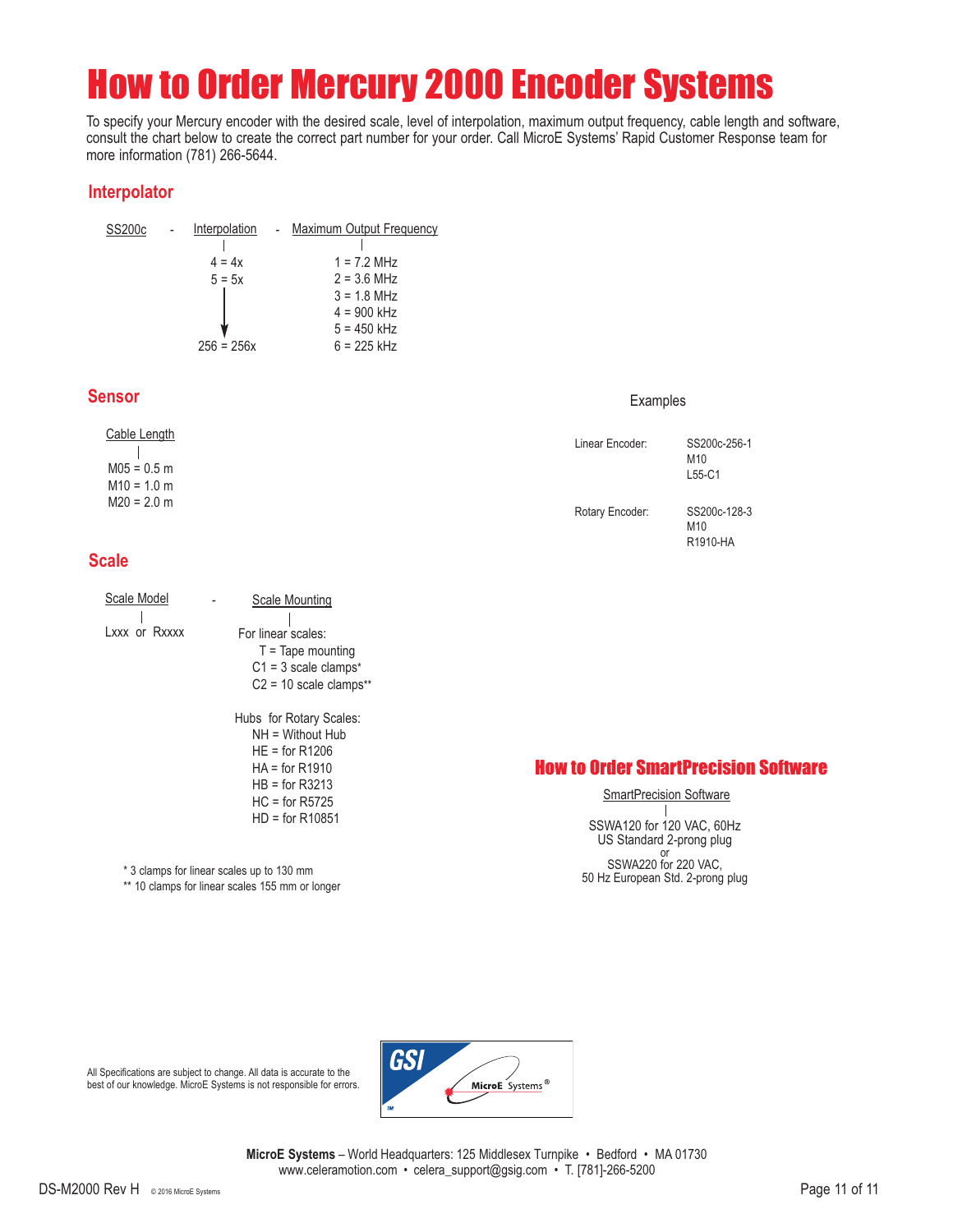# How to Order Mercury 2000 Encoder Systems

To specify your Mercury encoder with the desired scale, level of interpolation, maximum output frequency, cable length and software, consult the chart below to create the correct part number for your order. Call MicroE Systems' Rapid Customer Response team for more information (781) 266-5644.

## Interpolator

SS200c - Interpolation - Maximum Output Frequency

| Interpolation | Maximum Output Frequency |
|---|---|
| 4 = 4x | 1 = 7.2 MHz |
| 5 = 5x | 2 = 3.6 MHz |
| ↓ | 3 = 1.8 MHz |
| | 4 = 900 kHz |
| | 5 = 450 kHz |
| 256 = 256x | 6 = 225 kHz |

## Sensor

Cable Length

- M05 = 0.5 m
- M10 = 1.0 m
- M20 = 2.0 m

## Scale

Scale Model - Scale Mounting

Scale Model: Lxxx or Rxxxx

Scale Mounting:

For linear scales:
- T = Tape mounting
- C1 = 3 scale clamps*
- C2 = 10 scale clamps**

Hubs for Rotary Scales:
- NH = Without Hub
- HE = for R1206
- HA = for R1910
- HB = for R3213
- HC = for R5725
- HD = for R10851

\* 3 clamps for linear scales up to 130 mm

\** 10 clamps for linear scales 155 mm or longer

### Examples

| | |
|---|---|
| Linear Encoder: | SS200c-256-1<br>M10<br>L55-C1 |
| Rotary Encoder: | SS200c-128-3<br>M10<br>R1910-HA |

## How to Order SmartPrecision Software

SmartPrecision Software

SSWA120 for 120 VAC, 60Hz
US Standard 2-prong plug
or
SSWA220 for 220 VAC,
50 Hz European Std. 2-prong plug

All Specifications are subject to change. All data is accurate to the best of our knowledge. MicroE Systems is not responsible for errors.

GSI MicroE Systems®

**MicroE Systems** – World Headquarters: 125 Middlesex Turnpike • Bedford • MA 01730
www.celeramotion.com • celera_support@gsig.com • T. [781]-266-5200

DS-M2000 Rev H © 2016 MicroE Systems